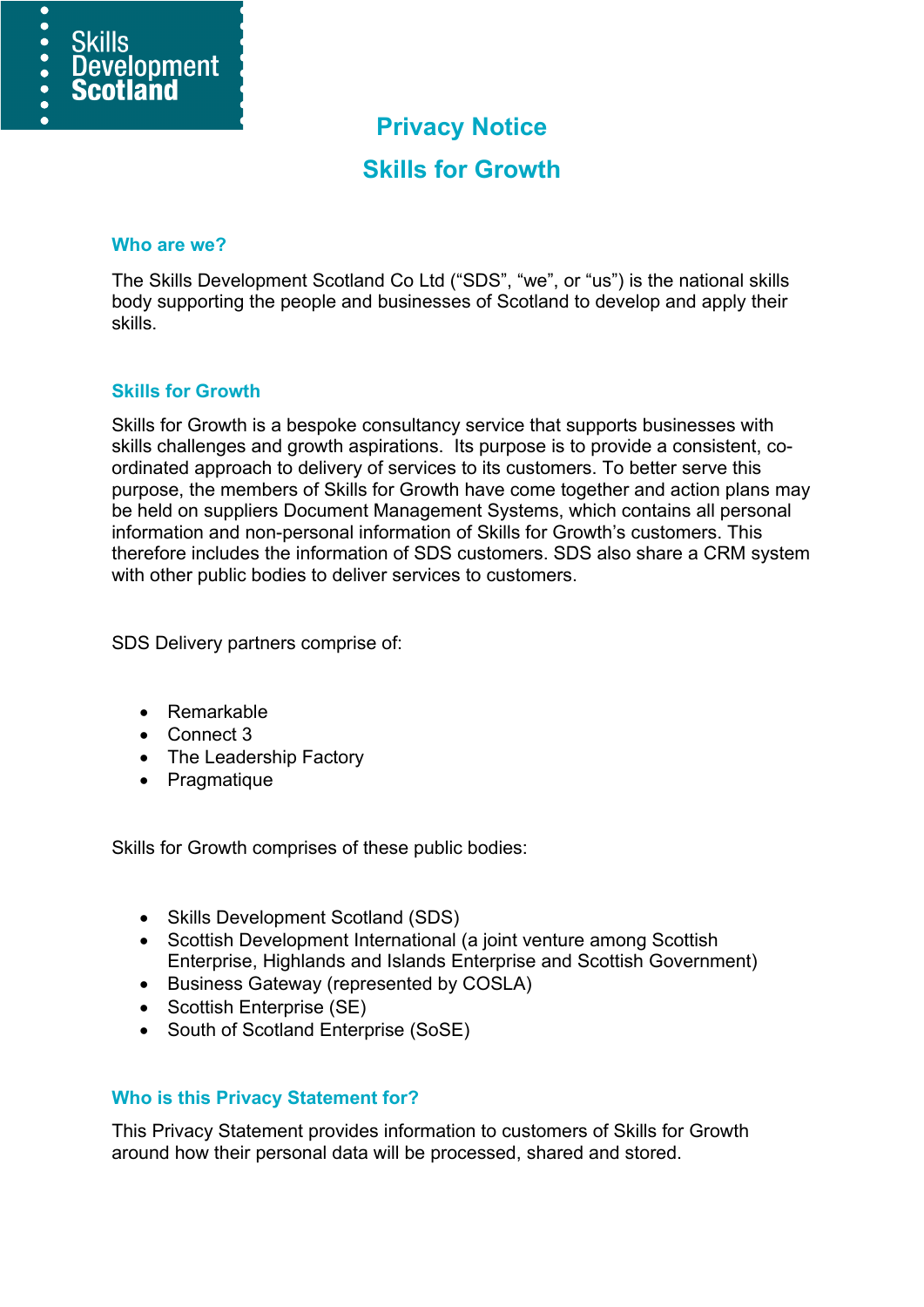Skills Development Scotland

# Privacy Notice

# Skills for Growth

## Who are we?

The Skills Development Scotland Co Ltd ("SDS", "we", or "us") is the national skills body supporting the people and businesses of Scotland to develop and apply their skills.

## Skills for Growth

Skills for Growth is a bespoke consultancy service that supports businesses with skills challenges and growth aspirations. Its purpose is to provide a consistent, co-ordinated approach to delivery of services to its customers. To better serve this purpose, the members of Skills for Growth have come together and action plans may be held on suppliers Document Management Systems, which contains all personal information and non-personal information of Skills for Growth's customers. This therefore includes the information of SDS customers. SDS also share a CRM system with other public bodies to deliver services to customers.

SDS Delivery partners comprise of:

- Remarkable
- Connect 3
- The Leadership Factory
- Pragmatique

Skills for Growth comprises of these public bodies:

- Skills Development Scotland (SDS)
- Scottish Development International (a joint venture among Scottish Enterprise, Highlands and Islands Enterprise and Scottish Government)
- Business Gateway (represented by COSLA)
- Scottish Enterprise (SE)
- South of Scotland Enterprise (SoSE)

## Who is this Privacy Statement for?

This Privacy Statement provides information to customers of Skills for Growth around how their personal data will be processed, shared and stored.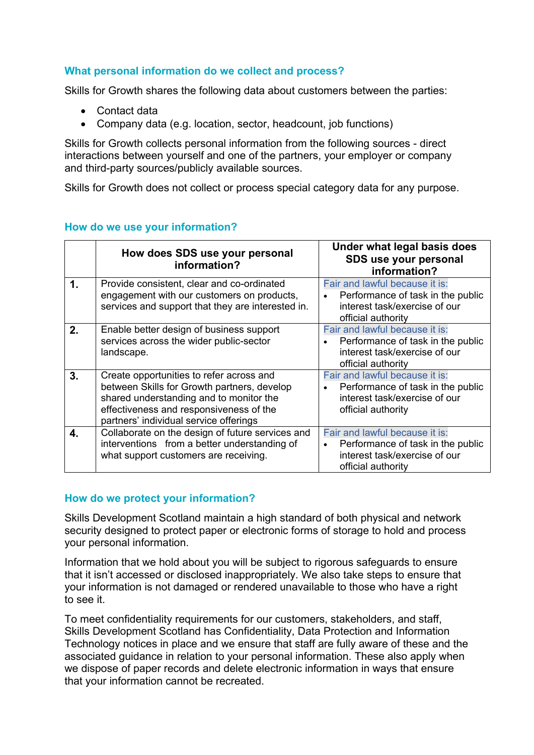## What personal information do we collect and process?

Skills for Growth shares the following data about customers between the parties:

- Contact data
- Company data (e.g. location, sector, headcount, job functions)

Skills for Growth collects personal information from the following sources - direct interactions between yourself and one of the partners, your employer or company and third-party sources/publicly available sources.

Skills for Growth does not collect or process special category data for any purpose.

## How do we use your information?

| | How does SDS use your personal information? | Under what legal basis does SDS use your personal information? |
|---|---|---|
| **1.** | Provide consistent, clear and co-ordinated engagement with our customers on products, services and support that they are interested in. | Fair and lawful because it is:<br>• Performance of task in the public interest task/exercise of our official authority |
| **2.** | Enable better design of business support services across the wider public-sector landscape. | Fair and lawful because it is:<br>• Performance of task in the public interest task/exercise of our official authority |
| **3.** | Create opportunities to refer across and between Skills for Growth partners, develop shared understanding and to monitor the effectiveness and responsiveness of the partners' individual service offerings | Fair and lawful because it is:<br>• Performance of task in the public interest task/exercise of our official authority |
| **4.** | Collaborate on the design of future services and interventions from a better understanding of what support customers are receiving. | Fair and lawful because it is:<br>• Performance of task in the public interest task/exercise of our official authority |

## How do we protect your information?

Skills Development Scotland maintain a high standard of both physical and network security designed to protect paper or electronic forms of storage to hold and process your personal information.

Information that we hold about you will be subject to rigorous safeguards to ensure that it isn't accessed or disclosed inappropriately. We also take steps to ensure that your information is not damaged or rendered unavailable to those who have a right to see it.

To meet confidentiality requirements for our customers, stakeholders, and staff, Skills Development Scotland has Confidentiality, Data Protection and Information Technology notices in place and we ensure that staff are fully aware of these and the associated guidance in relation to your personal information. These also apply when we dispose of paper records and delete electronic information in ways that ensure that your information cannot be recreated.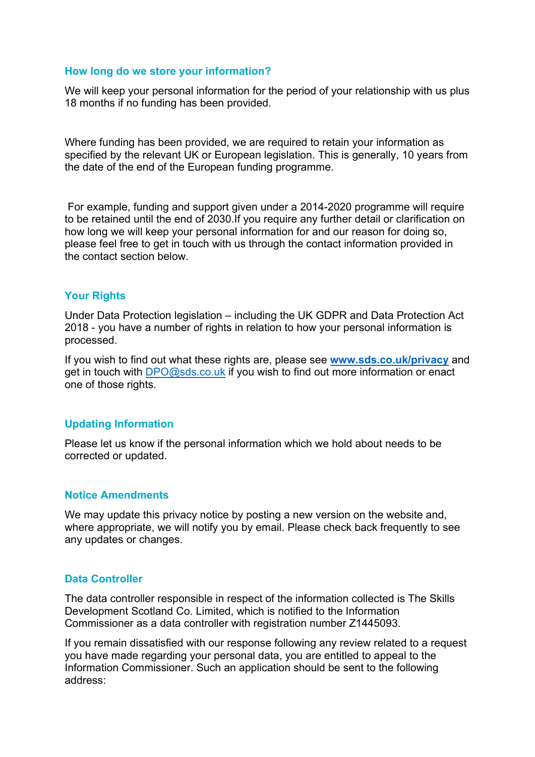## How long do we store your information?

We will keep your personal information for the period of your relationship with us plus 18 months if no funding has been provided.

Where funding has been provided, we are required to retain your information as specified by the relevant UK or European legislation. This is generally, 10 years from the date of the end of the European funding programme.

For example, funding and support given under a 2014-2020 programme will require to be retained until the end of 2030.If you require any further detail or clarification on how long we will keep your personal information for and our reason for doing so, please feel free to get in touch with us through the contact information provided in the contact section below.

## Your Rights

Under Data Protection legislation – including the UK GDPR and Data Protection Act 2018 - you have a number of rights in relation to how your personal information is processed.

If you wish to find out what these rights are, please see **[www.sds.co.uk/privacy](http://www.sds.co.uk/privacy)** and get in touch with [DPO@sds.co.uk](mailto:DPO@sds.co.uk) if you wish to find out more information or enact one of those rights.

## Updating Information

Please let us know if the personal information which we hold about needs to be corrected or updated.

## Notice Amendments

We may update this privacy notice by posting a new version on the website and, where appropriate, we will notify you by email. Please check back frequently to see any updates or changes.

## Data Controller

The data controller responsible in respect of the information collected is The Skills Development Scotland Co. Limited, which is notified to the Information Commissioner as a data controller with registration number Z1445093.

If you remain dissatisfied with our response following any review related to a request you have made regarding your personal data, you are entitled to appeal to the Information Commissioner. Such an application should be sent to the following address: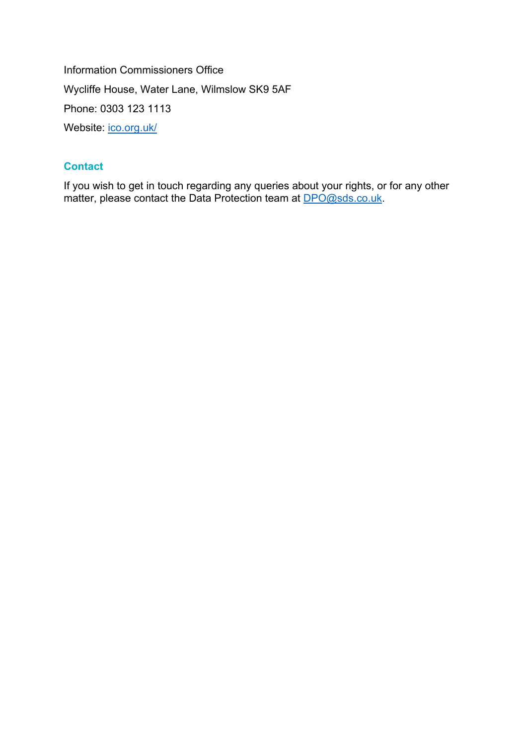Information Commissioners Office

Wycliffe House, Water Lane, Wilmslow SK9 5AF

Phone: 0303 123 1113

Website: [ico.org.uk/](ico.org.uk/)

## Contact

If you wish to get in touch regarding any queries about your rights, or for any other matter, please contact the Data Protection team at [DPO@sds.co.uk](mailto:DPO@sds.co.uk).